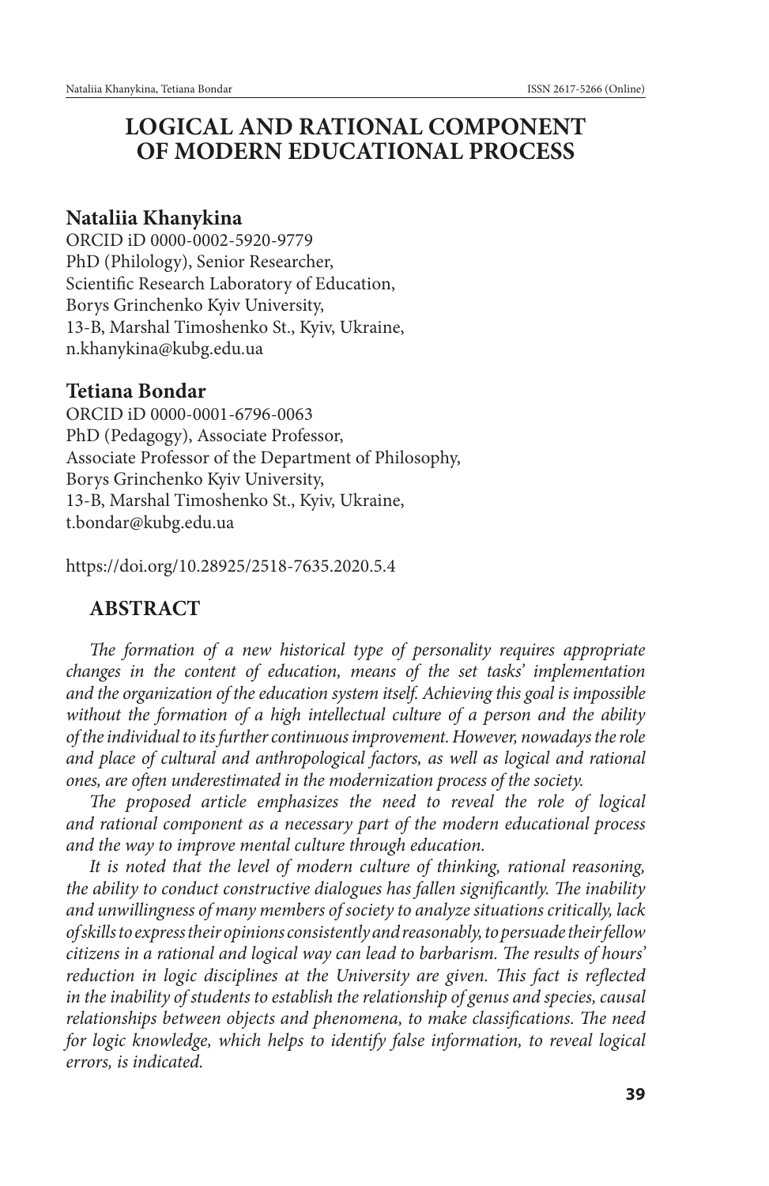# LOGICAL AND RATIONAL COMPONENT OF MODERN EDUCATIONAL PROCESS

### Nataliia Khanykina

ORCID iD 0000-0002-5920-9779
PhD (Philology), Senior Researcher,
Scientific Research Laboratory of Education,
Borys Grinchenko Kyiv University,
13-B, Marshal Timoshenko St., Kyiv, Ukraine,
n.khanykina@kubg.edu.ua

### Tetiana Bondar

ORCID iD 0000-0001-6796-0063
PhD (Pedagogy), Associate Professor,
Associate Professor of the Department of Philosophy,
Borys Grinchenko Kyiv University,
13-B, Marshal Timoshenko St., Kyiv, Ukraine,
t.bondar@kubg.edu.ua

https://doi.org/10.28925/2518-7635.2020.5.4

## ABSTRACT

*The formation of a new historical type of personality requires appropriate changes in the content of education, means of the set tasks' implementation and the organization of the education system itself. Achieving this goal is impossible without the formation of a high intellectual culture of a person and the ability of the individual to its further continuous improvement. However, nowadays the role and place of cultural and anthropological factors, as well as logical and rational ones, are often underestimated in the modernization process of the society.*

*The proposed article emphasizes the need to reveal the role of logical and rational component as a necessary part of the modern educational process and the way to improve mental culture through education.*

*It is noted that the level of modern culture of thinking, rational reasoning, the ability to conduct constructive dialogues has fallen significantly. The inability and unwillingness of many members of society to analyze situations critically, lack of skills to express their opinions consistently and reasonably, to persuade their fellow citizens in a rational and logical way can lead to barbarism. The results of hours' reduction in logic disciplines at the University are given. This fact is reflected in the inability of students to establish the relationship of genus and species, causal relationships between objects and phenomena, to make classifications. The need for logic knowledge, which helps to identify false information, to reveal logical errors, is indicated.*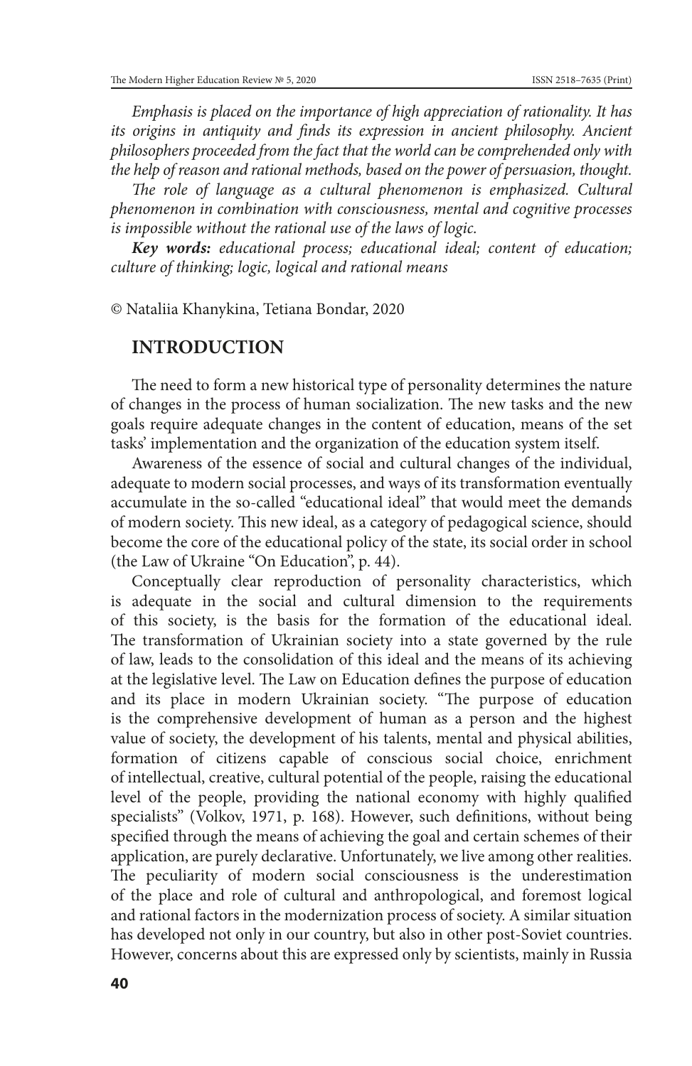*Emphasis is placed on the importance of high appreciation of rationality. It has its origins in antiquity and finds its expression in ancient philosophy. Ancient philosophers proceeded from the fact that the world can be comprehended only with the help of reason and rational methods, based on the power of persuasion, thought.*

*The role of language as a cultural phenomenon is emphasized. Cultural phenomenon in combination with consciousness, mental and cognitive processes is impossible without the rational use of the laws of logic.*

***Key words:*** *educational process; educational ideal; content of education; culture of thinking; logic, logical and rational means*

© Nataliia Khanykina, Tetiana Bondar, 2020

## INTRODUCTION

The need to form a new historical type of personality determines the nature of changes in the process of human socialization. The new tasks and the new goals require adequate changes in the content of education, means of the set tasks' implementation and the organization of the education system itself.

Awareness of the essence of social and cultural changes of the individual, adequate to modern social processes, and ways of its transformation eventually accumulate in the so-called "educational ideal" that would meet the demands of modern society. This new ideal, as a category of pedagogical science, should become the core of the educational policy of the state, its social order in school (the Law of Ukraine "On Education", p. 44).

Conceptually clear reproduction of personality characteristics, which is adequate in the social and cultural dimension to the requirements of this society, is the basis for the formation of the educational ideal. The transformation of Ukrainian society into a state governed by the rule of law, leads to the consolidation of this ideal and the means of its achieving at the legislative level. The Law on Education defines the purpose of education and its place in modern Ukrainian society. "The purpose of education is the comprehensive development of human as a person and the highest value of society, the development of his talents, mental and physical abilities, formation of citizens capable of conscious social choice, enrichment of intellectual, creative, cultural potential of the people, raising the educational level of the people, providing the national economy with highly qualified specialists" (Volkov, 1971, p. 168). However, such definitions, without being specified through the means of achieving the goal and certain schemes of their application, are purely declarative. Unfortunately, we live among other realities. The peculiarity of modern social consciousness is the underestimation of the place and role of cultural and anthropological, and foremost logical and rational factors in the modernization process of society. A similar situation has developed not only in our country, but also in other post-Soviet countries. However, concerns about this are expressed only by scientists, mainly in Russia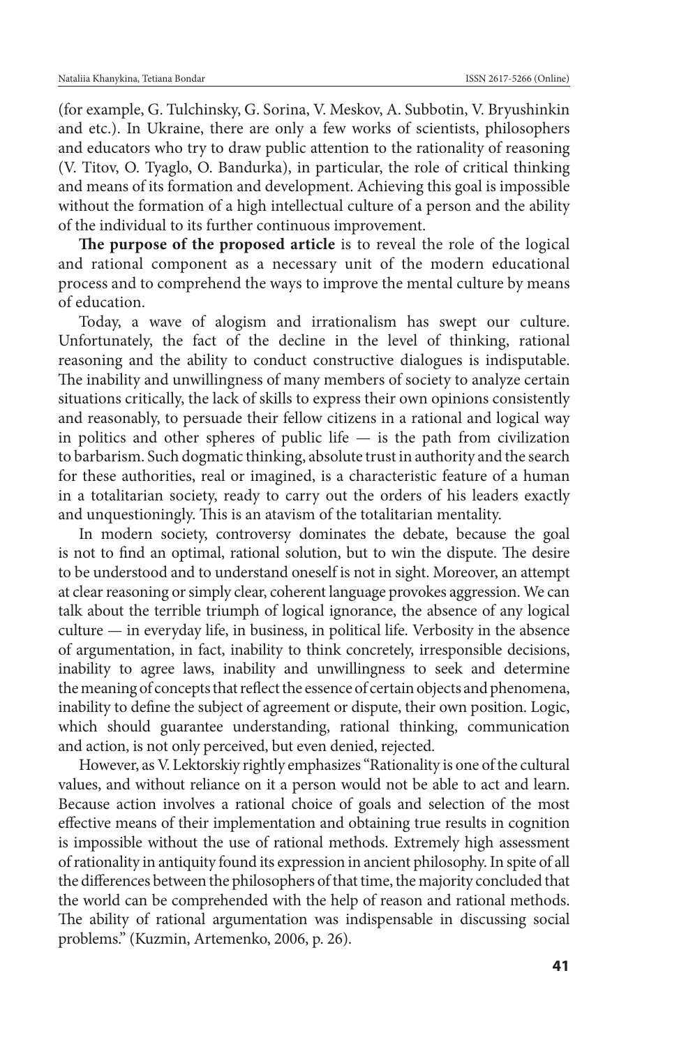(for example, G. Tulchinsky, G. Sorina, V. Meskov, A. Subbotin, V. Bryushinkin and etc.). In Ukraine, there are only a few works of scientists, philosophers and educators who try to draw public attention to the rationality of reasoning (V. Titov, O. Tyaglo, O. Bandurka), in particular, the role of critical thinking and means of its formation and development. Achieving this goal is impossible without the formation of a high intellectual culture of a person and the ability of the individual to its further continuous improvement.

**The purpose of the proposed article** is to reveal the role of the logical and rational component as a necessary unit of the modern educational process and to comprehend the ways to improve the mental culture by means of education.

Today, a wave of alogism and irrationalism has swept our culture. Unfortunately, the fact of the decline in the level of thinking, rational reasoning and the ability to conduct constructive dialogues is indisputable. The inability and unwillingness of many members of society to analyze certain situations critically, the lack of skills to express their own opinions consistently and reasonably, to persuade their fellow citizens in a rational and logical way in politics and other spheres of public life — is the path from civilization to barbarism. Such dogmatic thinking, absolute trust in authority and the search for these authorities, real or imagined, is a characteristic feature of a human in a totalitarian society, ready to carry out the orders of his leaders exactly and unquestioningly. This is an atavism of the totalitarian mentality.

In modern society, controversy dominates the debate, because the goal is not to find an optimal, rational solution, but to win the dispute. The desire to be understood and to understand oneself is not in sight. Moreover, an attempt at clear reasoning or simply clear, coherent language provokes aggression. We can talk about the terrible triumph of logical ignorance, the absence of any logical culture — in everyday life, in business, in political life. Verbosity in the absence of argumentation, in fact, inability to think concretely, irresponsible decisions, inability to agree laws, inability and unwillingness to seek and determine the meaning of concepts that reflect the essence of certain objects and phenomena, inability to define the subject of agreement or dispute, their own position. Logic, which should guarantee understanding, rational thinking, communication and action, is not only perceived, but even denied, rejected.

However, as V. Lektorskiy rightly emphasizes "Rationality is one of the cultural values, and without reliance on it a person would not be able to act and learn. Because action involves a rational choice of goals and selection of the most effective means of their implementation and obtaining true results in cognition is impossible without the use of rational methods. Extremely high assessment of rationality in antiquity found its expression in ancient philosophy. In spite of all the differences between the philosophers of that time, the majority concluded that the world can be comprehended with the help of reason and rational methods. The ability of rational argumentation was indispensable in discussing social problems." (Kuzmin, Artemenko, 2006, p. 26).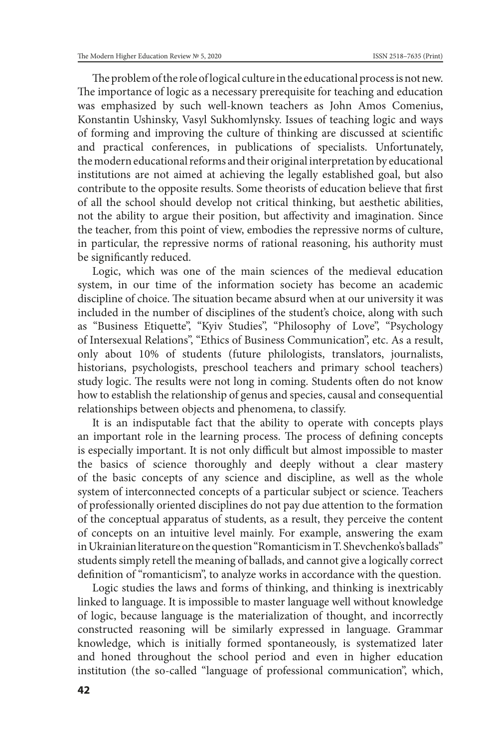The problem of the role of logical culture in the educational process is not new. The importance of logic as a necessary prerequisite for teaching and education was emphasized by such well-known teachers as John Amos Comenius, Konstantin Ushinsky, Vasyl Sukhomlynsky. Issues of teaching logic and ways of forming and improving the culture of thinking are discussed at scientific and practical conferences, in publications of specialists. Unfortunately, the modern educational reforms and their original interpretation by educational institutions are not aimed at achieving the legally established goal, but also contribute to the opposite results. Some theorists of education believe that first of all the school should develop not critical thinking, but aesthetic abilities, not the ability to argue their position, but affectivity and imagination. Since the teacher, from this point of view, embodies the repressive norms of culture, in particular, the repressive norms of rational reasoning, his authority must be significantly reduced.

Logic, which was one of the main sciences of the medieval education system, in our time of the information society has become an academic discipline of choice. The situation became absurd when at our university it was included in the number of disciplines of the student's choice, along with such as "Business Etiquette", "Kyiv Studies", "Philosophy of Love", "Psychology of Intersexual Relations", "Ethics of Business Communication", etc. As a result, only about 10% of students (future philologists, translators, journalists, historians, psychologists, preschool teachers and primary school teachers) study logic. The results were not long in coming. Students often do not know how to establish the relationship of genus and species, causal and consequential relationships between objects and phenomena, to classify.

It is an indisputable fact that the ability to operate with concepts plays an important role in the learning process. The process of defining concepts is especially important. It is not only difficult but almost impossible to master the basics of science thoroughly and deeply without a clear mastery of the basic concepts of any science and discipline, as well as the whole system of interconnected concepts of a particular subject or science. Teachers of professionally oriented disciplines do not pay due attention to the formation of the conceptual apparatus of students, as a result, they perceive the content of concepts on an intuitive level mainly. For example, answering the exam in Ukrainian literature on the question "Romanticism in T. Shevchenko's ballads" students simply retell the meaning of ballads, and cannot give a logically correct definition of "romanticism", to analyze works in accordance with the question.

Logic studies the laws and forms of thinking, and thinking is inextricably linked to language. It is impossible to master language well without knowledge of logic, because language is the materialization of thought, and incorrectly constructed reasoning will be similarly expressed in language. Grammar knowledge, which is initially formed spontaneously, is systematized later and honed throughout the school period and even in higher education institution (the so-called "language of professional communication", which,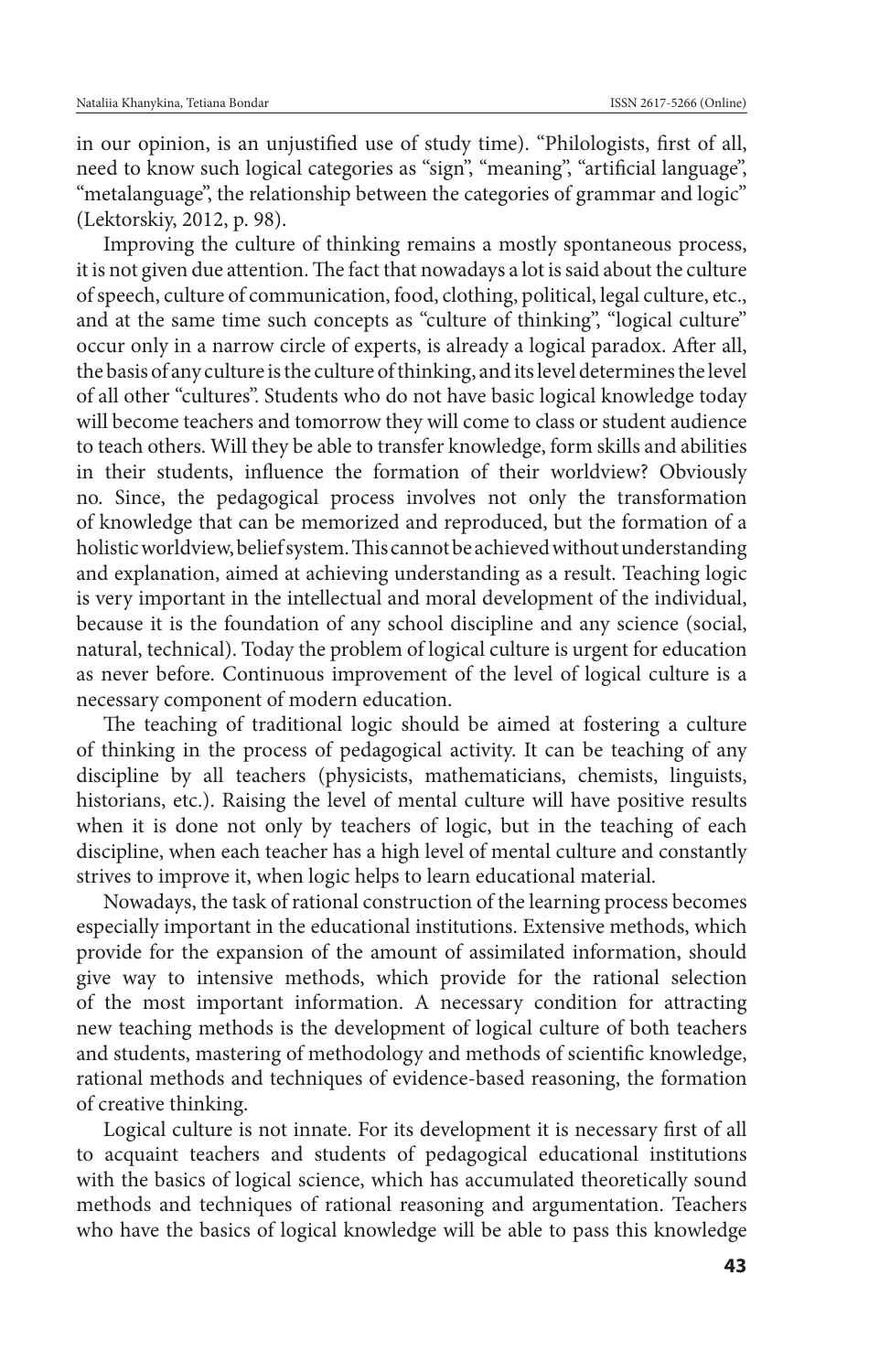in our opinion, is an unjustified use of study time). "Philologists, first of all, need to know such logical categories as "sign", "meaning", "artificial language", "metalanguage", the relationship between the categories of grammar and logic" (Lektorskiy, 2012, p. 98).

Improving the culture of thinking remains a mostly spontaneous process, it is not given due attention. The fact that nowadays a lot is said about the culture of speech, culture of communication, food, clothing, political, legal culture, etc., and at the same time such concepts as "culture of thinking", "logical culture" occur only in a narrow circle of experts, is already a logical paradox. After all, the basis of any culture is the culture of thinking, and its level determines the level of all other "cultures". Students who do not have basic logical knowledge today will become teachers and tomorrow they will come to class or student audience to teach others. Will they be able to transfer knowledge, form skills and abilities in their students, influence the formation of their worldview? Obviously no. Since, the pedagogical process involves not only the transformation of knowledge that can be memorized and reproduced, but the formation of a holistic worldview, belief system. This cannot be achieved without understanding and explanation, aimed at achieving understanding as a result. Teaching logic is very important in the intellectual and moral development of the individual, because it is the foundation of any school discipline and any science (social, natural, technical). Today the problem of logical culture is urgent for education as never before. Continuous improvement of the level of logical culture is a necessary component of modern education.

The teaching of traditional logic should be aimed at fostering a culture of thinking in the process of pedagogical activity. It can be teaching of any discipline by all teachers (physicists, mathematicians, chemists, linguists, historians, etc.). Raising the level of mental culture will have positive results when it is done not only by teachers of logic, but in the teaching of each discipline, when each teacher has a high level of mental culture and constantly strives to improve it, when logic helps to learn educational material.

Nowadays, the task of rational construction of the learning process becomes especially important in the educational institutions. Extensive methods, which provide for the expansion of the amount of assimilated information, should give way to intensive methods, which provide for the rational selection of the most important information. A necessary condition for attracting new teaching methods is the development of logical culture of both teachers and students, mastering of methodology and methods of scientific knowledge, rational methods and techniques of evidence-based reasoning, the formation of creative thinking.

Logical culture is not innate. For its development it is necessary first of all to acquaint teachers and students of pedagogical educational institutions with the basics of logical science, which has accumulated theoretically sound methods and techniques of rational reasoning and argumentation. Teachers who have the basics of logical knowledge will be able to pass this knowledge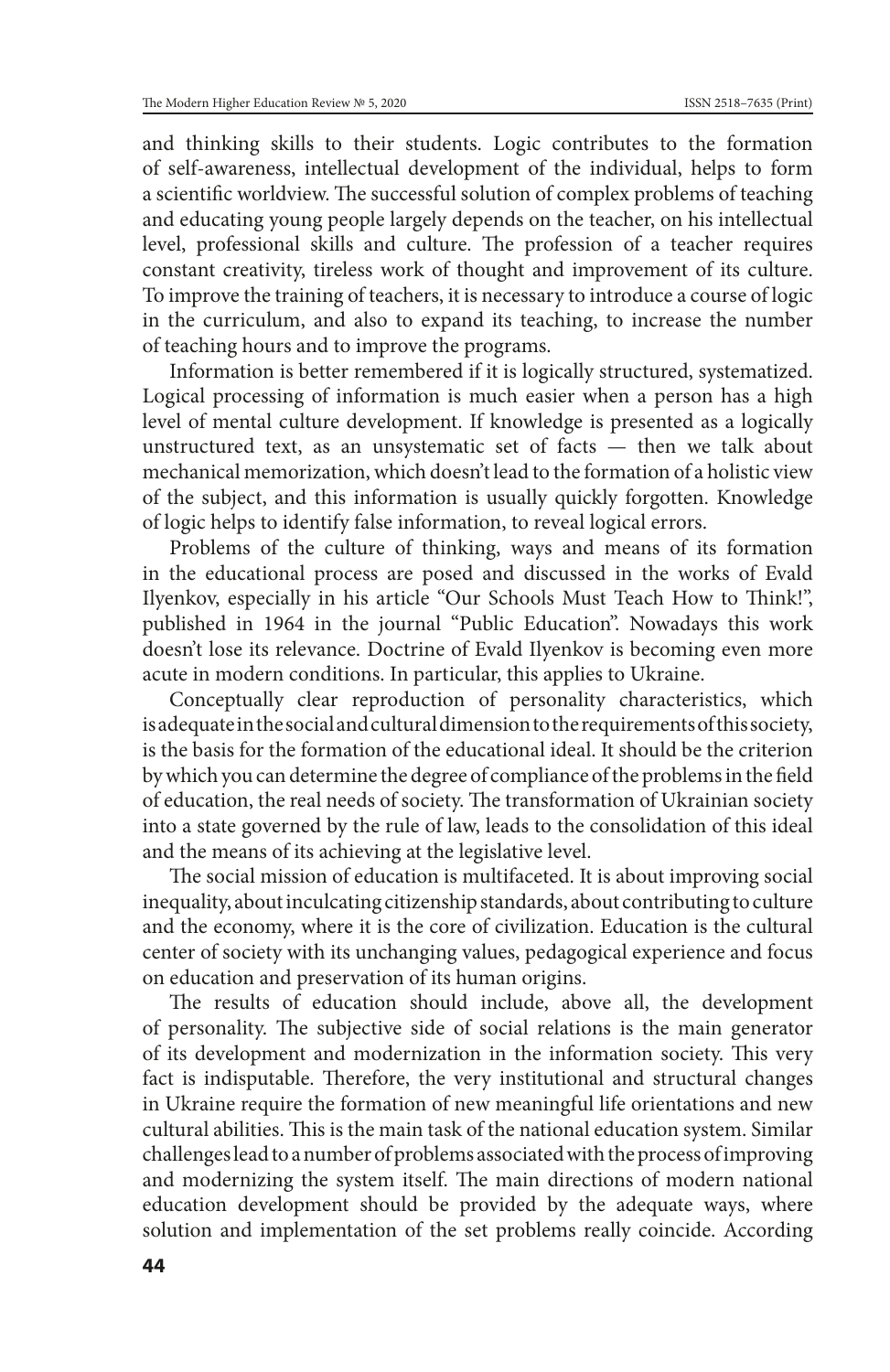and thinking skills to their students. Logic contributes to the formation of self-awareness, intellectual development of the individual, helps to form a scientific worldview. The successful solution of complex problems of teaching and educating young people largely depends on the teacher, on his intellectual level, professional skills and culture. The profession of a teacher requires constant creativity, tireless work of thought and improvement of its culture. To improve the training of teachers, it is necessary to introduce a course of logic in the curriculum, and also to expand its teaching, to increase the number of teaching hours and to improve the programs.

Information is better remembered if it is logically structured, systematized. Logical processing of information is much easier when a person has a high level of mental culture development. If knowledge is presented as a logically unstructured text, as an unsystematic set of facts — then we talk about mechanical memorization, which doesn't lead to the formation of a holistic view of the subject, and this information is usually quickly forgotten. Knowledge of logic helps to identify false information, to reveal logical errors.

Problems of the culture of thinking, ways and means of its formation in the educational process are posed and discussed in the works of Evald Ilyenkov, especially in his article "Our Schools Must Teach How to Think!", published in 1964 in the journal "Public Education". Nowadays this work doesn't lose its relevance. Doctrine of Evald Ilyenkov is becoming even more acute in modern conditions. In particular, this applies to Ukraine.

Conceptually clear reproduction of personality characteristics, which is adequate in the social and cultural dimension to the requirements of this society, is the basis for the formation of the educational ideal. It should be the criterion by which you can determine the degree of compliance of the problems in the field of education, the real needs of society. The transformation of Ukrainian society into a state governed by the rule of law, leads to the consolidation of this ideal and the means of its achieving at the legislative level.

The social mission of education is multifaceted. It is about improving social inequality, about inculcating citizenship standards, about contributing to culture and the economy, where it is the core of civilization. Education is the cultural center of society with its unchanging values, pedagogical experience and focus on education and preservation of its human origins.

The results of education should include, above all, the development of personality. The subjective side of social relations is the main generator of its development and modernization in the information society. This very fact is indisputable. Therefore, the very institutional and structural changes in Ukraine require the formation of new meaningful life orientations and new cultural abilities. This is the main task of the national education system. Similar challenges lead to a number of problems associated with the process of improving and modernizing the system itself. The main directions of modern national education development should be provided by the adequate ways, where solution and implementation of the set problems really coincide. According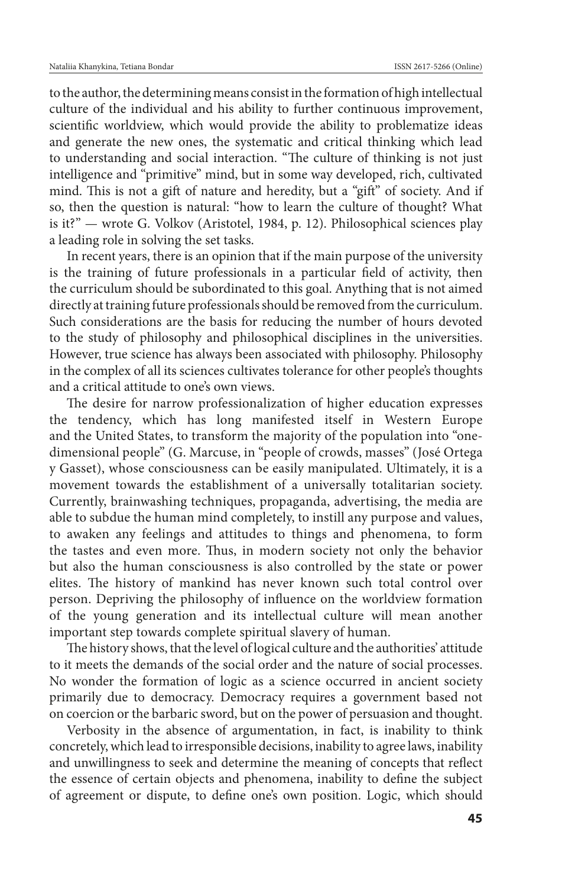to the author, the determining means consist in the formation of high intellectual culture of the individual and his ability to further continuous improvement, scientific worldview, which would provide the ability to problematize ideas and generate the new ones, the systematic and critical thinking which lead to understanding and social interaction. "The culture of thinking is not just intelligence and "primitive" mind, but in some way developed, rich, cultivated mind. This is not a gift of nature and heredity, but a "gift" of society. And if so, then the question is natural: "how to learn the culture of thought? What is it?" — wrote G. Volkov (Aristotel, 1984, p. 12). Philosophical sciences play a leading role in solving the set tasks.

In recent years, there is an opinion that if the main purpose of the university is the training of future professionals in a particular field of activity, then the curriculum should be subordinated to this goal. Anything that is not aimed directly at training future professionals should be removed from the curriculum. Such considerations are the basis for reducing the number of hours devoted to the study of philosophy and philosophical disciplines in the universities. However, true science has always been associated with philosophy. Philosophy in the complex of all its sciences cultivates tolerance for other people's thoughts and a critical attitude to one's own views.

The desire for narrow professionalization of higher education expresses the tendency, which has long manifested itself in Western Europe and the United States, to transform the majority of the population into "one-dimensional people" (G. Marcuse, in "people of crowds, masses" (José Ortega y Gasset), whose consciousness can be easily manipulated. Ultimately, it is a movement towards the establishment of a universally totalitarian society. Currently, brainwashing techniques, propaganda, advertising, the media are able to subdue the human mind completely, to instill any purpose and values, to awaken any feelings and attitudes to things and phenomena, to form the tastes and even more. Thus, in modern society not only the behavior but also the human consciousness is also controlled by the state or power elites. The history of mankind has never known such total control over person. Depriving the philosophy of influence on the worldview formation of the young generation and its intellectual culture will mean another important step towards complete spiritual slavery of human.

The history shows, that the level of logical culture and the authorities' attitude to it meets the demands of the social order and the nature of social processes. No wonder the formation of logic as a science occurred in ancient society primarily due to democracy. Democracy requires a government based not on coercion or the barbaric sword, but on the power of persuasion and thought.

Verbosity in the absence of argumentation, in fact, is inability to think concretely, which lead to irresponsible decisions, inability to agree laws, inability and unwillingness to seek and determine the meaning of concepts that reflect the essence of certain objects and phenomena, inability to define the subject of agreement or dispute, to define one's own position. Logic, which should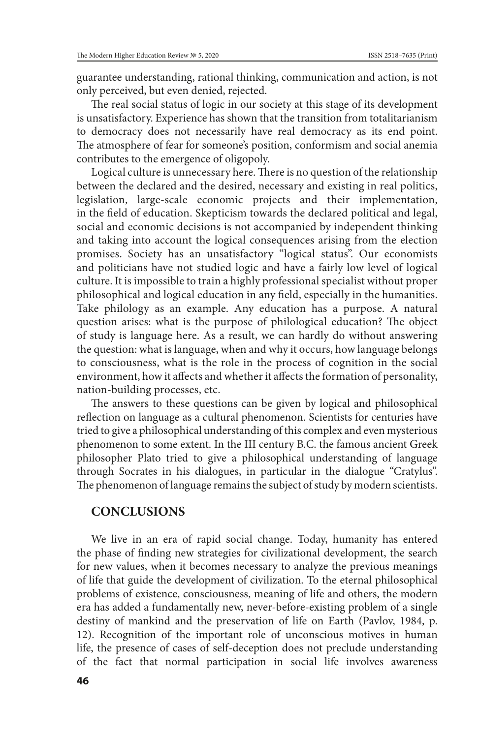guarantee understanding, rational thinking, communication and action, is not only perceived, but even denied, rejected.

The real social status of logic in our society at this stage of its development is unsatisfactory. Experience has shown that the transition from totalitarianism to democracy does not necessarily have real democracy as its end point. The atmosphere of fear for someone's position, conformism and social anemia contributes to the emergence of oligopoly.

Logical culture is unnecessary here. There is no question of the relationship between the declared and the desired, necessary and existing in real politics, legislation, large-scale economic projects and their implementation, in the field of education. Skepticism towards the declared political and legal, social and economic decisions is not accompanied by independent thinking and taking into account the logical consequences arising from the election promises. Society has an unsatisfactory "logical status". Our economists and politicians have not studied logic and have a fairly low level of logical culture. It is impossible to train a highly professional specialist without proper philosophical and logical education in any field, especially in the humanities. Take philology as an example. Any education has a purpose. A natural question arises: what is the purpose of philological education? The object of study is language here. As a result, we can hardly do without answering the question: what is language, when and why it occurs, how language belongs to consciousness, what is the role in the process of cognition in the social environment, how it affects and whether it affects the formation of personality, nation-building processes, etc.

The answers to these questions can be given by logical and philosophical reflection on language as a cultural phenomenon. Scientists for centuries have tried to give a philosophical understanding of this complex and even mysterious phenomenon to some extent. In the III century B.C. the famous ancient Greek philosopher Plato tried to give a philosophical understanding of language through Socrates in his dialogues, in particular in the dialogue "Cratylus". The phenomenon of language remains the subject of study by modern scientists.

## CONCLUSIONS

We live in an era of rapid social change. Today, humanity has entered the phase of finding new strategies for civilizational development, the search for new values, when it becomes necessary to analyze the previous meanings of life that guide the development of civilization. To the eternal philosophical problems of existence, consciousness, meaning of life and others, the modern era has added a fundamentally new, never-before-existing problem of a single destiny of mankind and the preservation of life on Earth (Pavlov, 1984, p. 12). Recognition of the important role of unconscious motives in human life, the presence of cases of self-deception does not preclude understanding of the fact that normal participation in social life involves awareness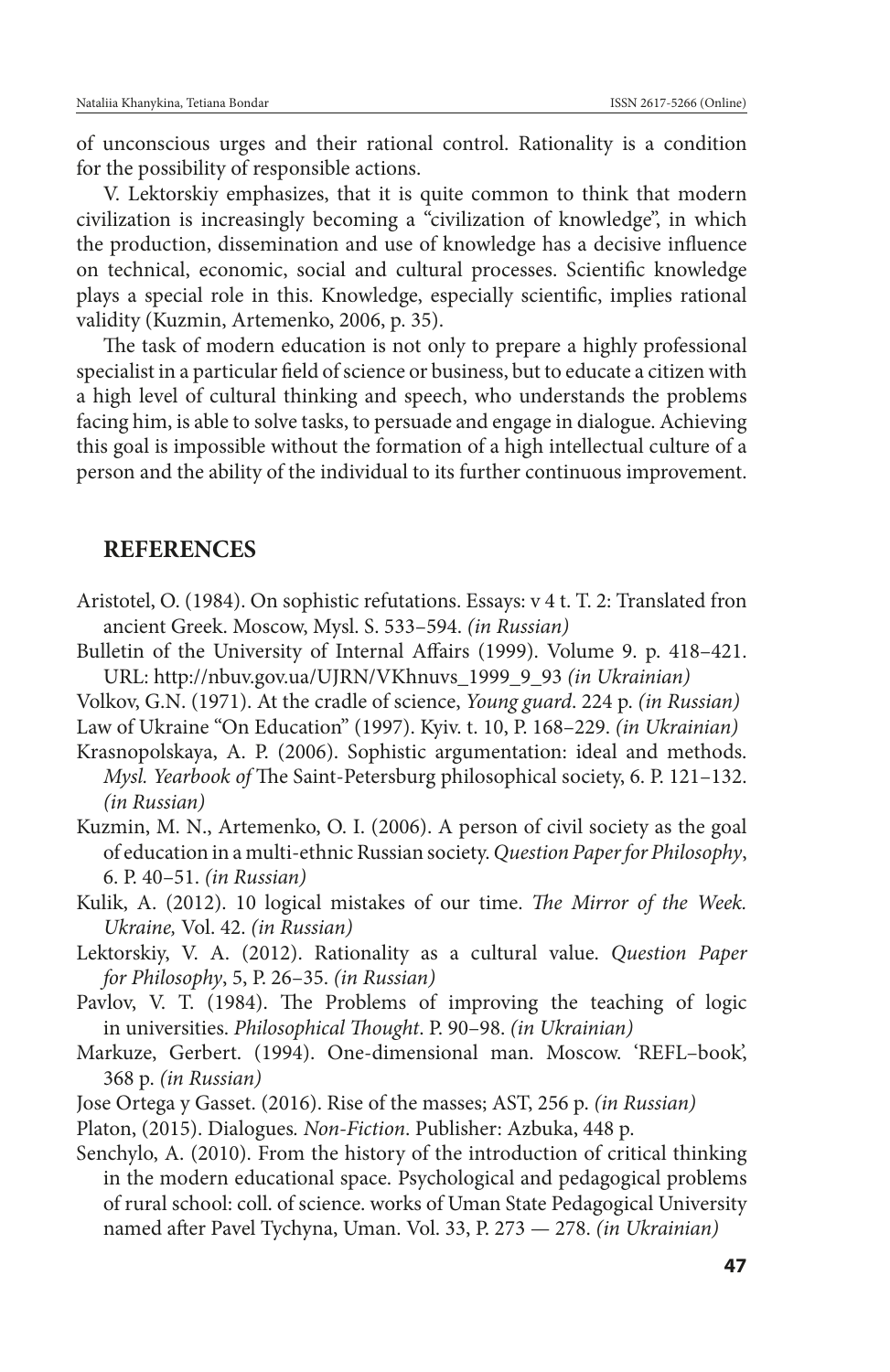of unconscious urges and their rational control. Rationality is a condition for the possibility of responsible actions.

V. Lektorskiy emphasizes, that it is quite common to think that modern civilization is increasingly becoming a "civilization of knowledge", in which the production, dissemination and use of knowledge has a decisive influence on technical, economic, social and cultural processes. Scientific knowledge plays a special role in this. Knowledge, especially scientific, implies rational validity (Kuzmin, Artemenko, 2006, p. 35).

The task of modern education is not only to prepare a highly professional specialist in a particular field of science or business, but to educate a citizen with a high level of cultural thinking and speech, who understands the problems facing him, is able to solve tasks, to persuade and engage in dialogue. Achieving this goal is impossible without the formation of a high intellectual culture of a person and the ability of the individual to its further continuous improvement.

## REFERENCES

Aristotel, O. (1984). On sophistic refutations. Essays: v 4 t. T. 2: Translated fron ancient Greek. Moscow, Mysl. S. 533–594. *(in Russian)*

Bulletin of the University of Internal Affairs (1999). Volume 9. p. 418–421. URL: http://nbuv.gov.ua/UJRN/VKhnuvs_1999_9_93 *(in Ukrainian)*

Volkov, G.N. (1971). At the cradle of science, *Young guard*. 224 p. *(in Russian)*

Law of Ukraine "On Education" (1997). Kyiv. t. 10, P. 168–229. *(in Ukrainian)*

Krasnopolskaya, A. P. (2006). Sophistic argumentation: ideal and methods. *Mysl. Yearbook of* The Saint-Petersburg philosophical society, 6. P. 121–132. *(in Russian)*

Kuzmin, M. N., Artemenko, O. I. (2006). A person of civil society as the goal of education in a multi-ethnic Russian society. *Question Paper for Philosophy*, 6. P. 40–51. *(in Russian)*

Kulik, A. (2012). 10 logical mistakes of our time. *The Mirror of the Week. Ukraine,* Vol. 42. *(in Russian)*

Lektorskiy, V. A. (2012). Rationality as a cultural value. *Question Paper for Philosophy*, 5, P. 26–35. *(in Russian)*

Pavlov, V. T. (1984). The Problems of improving the teaching of logic in universities. *Philosophical Thought*. P. 90–98. *(in Ukrainian)*

Markuze, Gerbert. (1994). One-dimensional man. Moscow. 'REFL–book', 368 p. *(in Russian)*

Jose Ortega y Gasset. (2016). Rise of the masses; AST, 256 p. *(in Russian)*

Platon, (2015). Dialogues. *Non-Fiction*. Publisher: Azbuka, 448 p.

Senchylo, A. (2010). From the history of the introduction of critical thinking in the modern educational space. Psychological and pedagogical problems of rural school: coll. of science. works of Uman State Pedagogical University named after Pavel Tychyna, Uman. Vol. 33, P. 273 — 278. *(in Ukrainian)*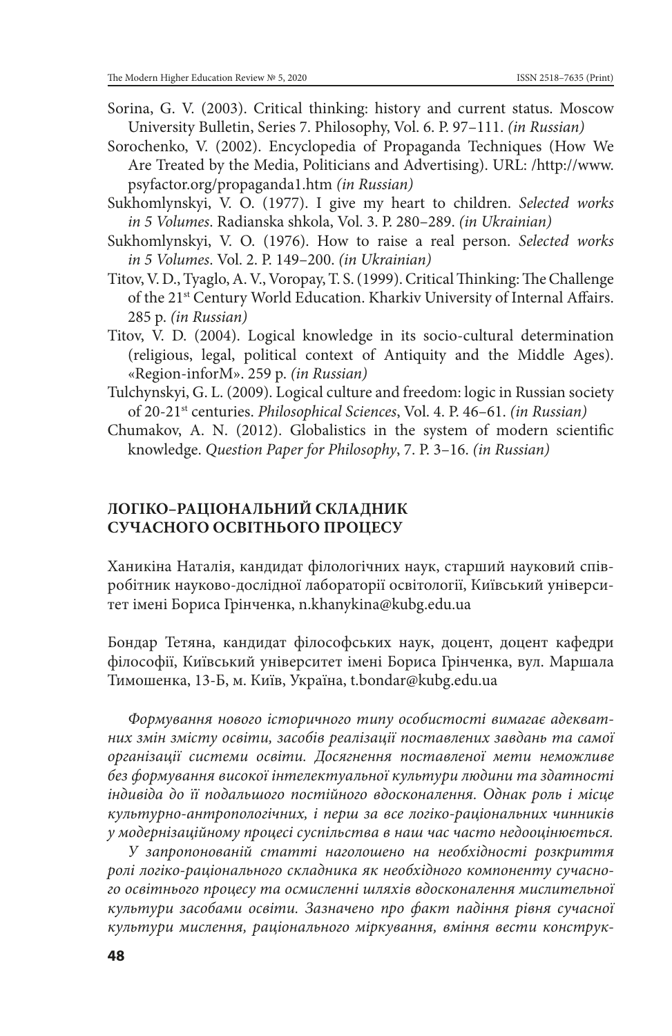Sorina, G. V. (2003). Critical thinking: history and current status. Moscow University Bulletin, Series 7. Philosophy, Vol. 6. P. 97–111. *(in Russian)*

Sorochenko, V. (2002). Encyclopedia of Propaganda Techniques (How We Are Treated by the Media, Politicians and Advertising). URL: /http://www.psyfactor.org/propaganda1.htm *(in Russian)*

Sukhomlynskyi, V. O. (1977). I give my heart to children. *Selected works in 5 Volumes*. Radianska shkola, Vol. 3. P. 280–289. *(in Ukrainian)*

Sukhomlynskyi, V. O. (1976). How to raise a real person. *Selected works in 5 Volumes*. Vol. 2. P. 149–200. *(in Ukrainian)*

Titov, V. D., Tyaglo, A. V., Voropay, T. S. (1999). Critical Thinking: The Challenge of the 21st Century World Education. Kharkiv University of Internal Affairs. 285 p. *(in Russian)*

Titov, V. D. (2004). Logical knowledge in its socio-cultural determination (religious, legal, political context of Antiquity and the Middle Ages). «Region-inforM». 259 p. *(in Russian)*

Tulchynskyi, G. L. (2009). Logical culture and freedom: logic in Russian society of 20-21st centuries. *Philosophical Sciences*, Vol. 4. P. 46–61. *(in Russian)*

Chumakov, A. N. (2012). Globalistics in the system of modern scientific knowledge. *Question Paper for Philosophy*, 7. P. 3–16. *(in Russian)*

## ЛОГІКО–РАЦІОНАЛЬНИЙ СКЛАДНИК СУЧАСНОГО ОСВІТНЬОГО ПРОЦЕСУ

Ханикіна Наталія, кандидат філологічних наук, старший науковий співробітник науково-дослідної лабораторії освітології, Київський університет імені Бориса Грінченка, n.khanykina@kubg.edu.ua

Бондар Тетяна, кандидат філософських наук, доцент, доцент кафедри філософії, Київський університет імені Бориса Грінченка, вул. Маршала Тимошенка, 13-Б, м. Київ, Україна, t.bondar@kubg.edu.ua

*Формування нового історичного типу особистості вимагає адекватних змін змісту освіти, засобів реалізації поставлених завдань та самої організації системи освіти. Досягнення поставленої мети неможливе без формування високої інтелектуальної культури людини та здатності індивіда до її подальшого постійного вдосконалення. Однак роль і місце культурно-антропологічних, і перш за все логіко-раціональних чинників у модернізаційному процесі суспільства в наш час часто недооцінюється.*

*У запропонованій статті наголошено на необхідності розкриття ролі логіко-раціонального складника як необхідного компоненту сучасного освітнього процесу та осмисленні шляхів вдосконалення мислительної культури засобами освіти. Зазначено про факт падіння рівня сучасної культури мислення, раціонального міркування, вміння вести конструк-*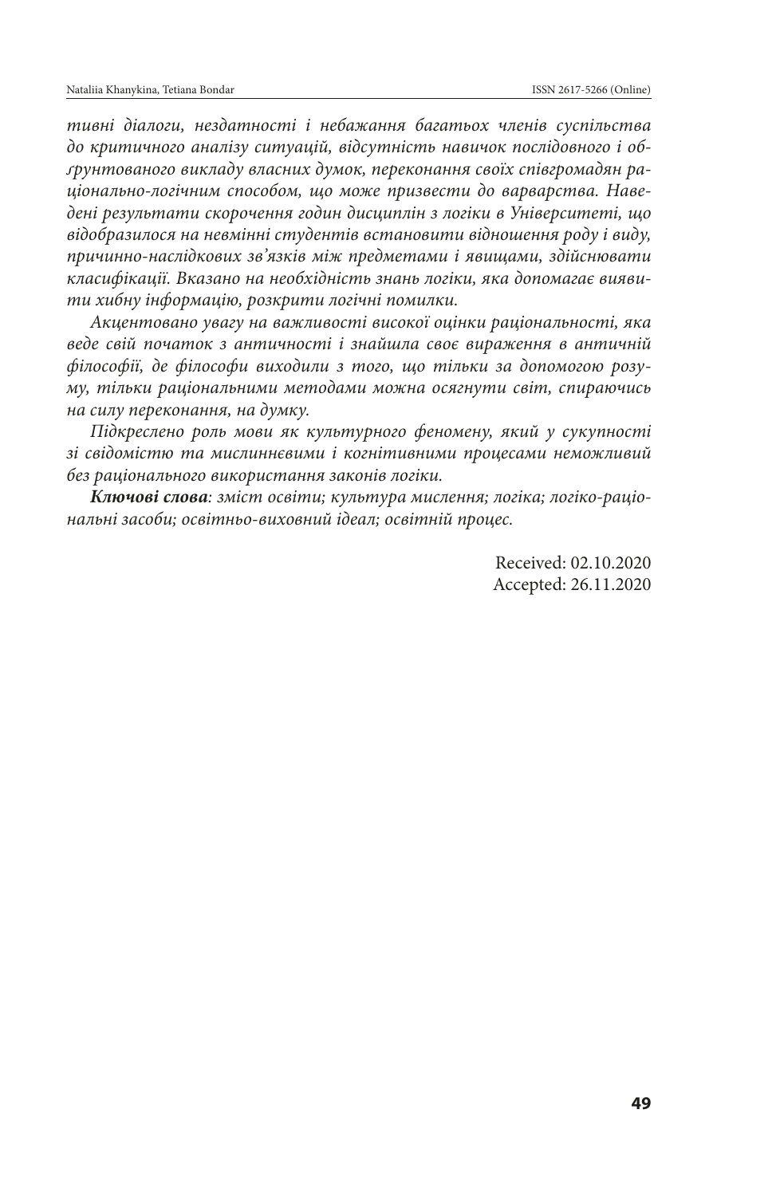*тивні діалоги, нездатності і небажання багатьох членів суспільства до критичного аналізу ситуацій, відсутність навичок послідовного і обґрунтованого викладу власних думок, переконання своїх співгромадян раціонально-логічним способом, що може призвести до варварства. Наведені результати скорочення годин дисциплін з логіки в Університеті, що відобразилося на невмінні студентів встановити відношення роду і виду, причинно-наслідкових зв'язків між предметами і явищами, здійснювати класифікації. Вказано на необхідність знань логіки, яка допомагає виявити хибну інформацію, розкрити логічні помилки.*

*Акцентовано увагу на важливості високої оцінки раціональності, яка веде свій початок з античності і знайшла своє вираження в античній філософії, де філософи виходили з того, що тільки за допомогою розуму, тільки раціональними методами можна осягнути світ, спираючись на силу переконання, на думку.*

*Підкреслено роль мови як культурного феномену, який у сукупності зі свідомістю та мислиннєвими і когнітивними процесами неможливий без раціонального використання законів логіки.*

***Ключові слова**: зміст освіти; культура мислення; логіка; логіко-раціональні засоби; освітньо-виховний ідеал; освітній процес.*

Received: 02.10.2020
Accepted: 26.11.2020